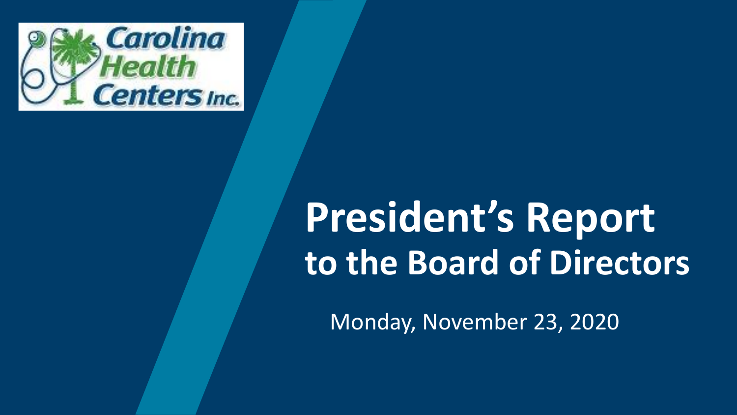Carolina Health Centers Inc.

# President's Report to the Board of Directors

Monday, November 23, 2020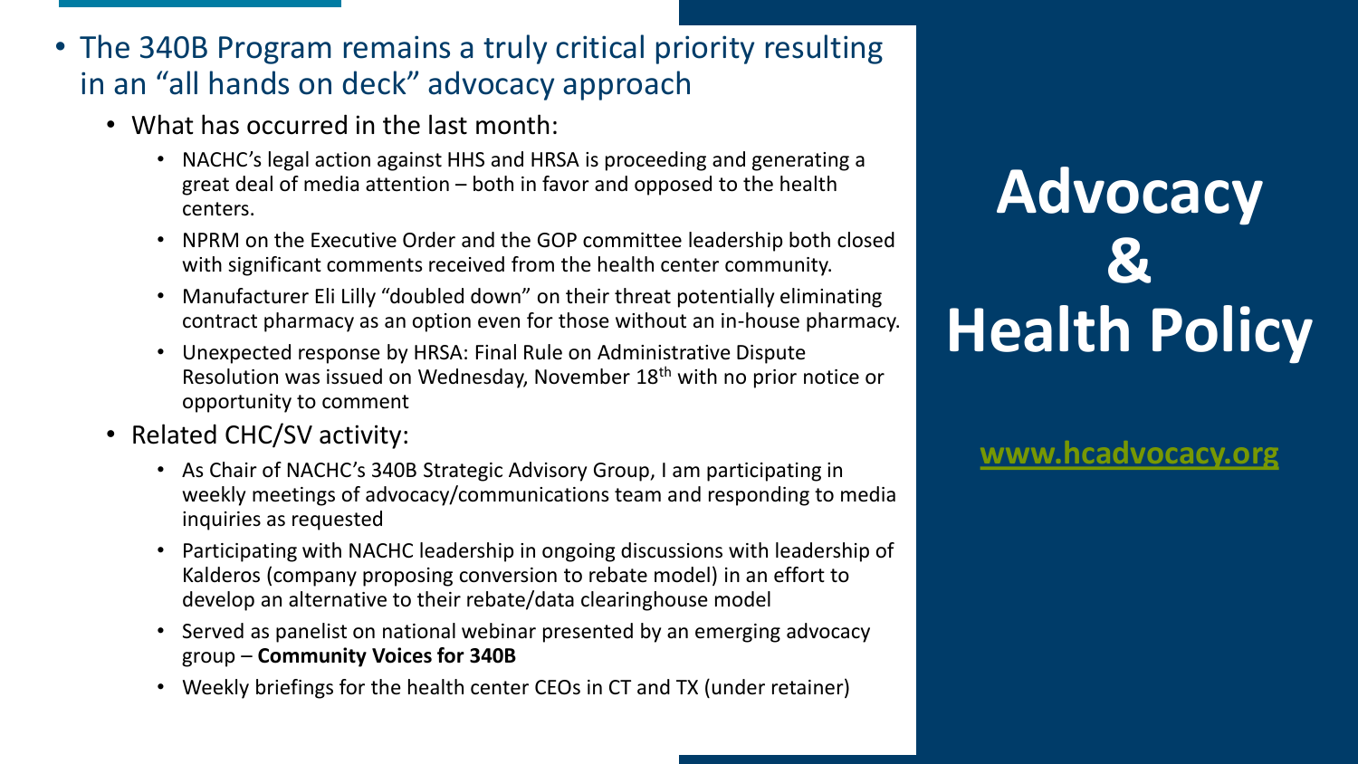# Advocacy & Health Policy

www.hcadvocacy.org

- The 340B Program remains a truly critical priority resulting in an "all hands on deck" advocacy approach
  - What has occurred in the last month:
    - NACHC's legal action against HHS and HRSA is proceeding and generating a great deal of media attention – both in favor and opposed to the health centers.
    - NPRM on the Executive Order and the GOP committee leadership both closed with significant comments received from the health center community.
    - Manufacturer Eli Lilly "doubled down" on their threat potentially eliminating contract pharmacy as an option even for those without an in-house pharmacy.
    - Unexpected response by HRSA: Final Rule on Administrative Dispute Resolution was issued on Wednesday, November 18th with no prior notice or opportunity to comment
  - Related CHC/SV activity:
    - As Chair of NACHC's 340B Strategic Advisory Group, I am participating in weekly meetings of advocacy/communications team and responding to media inquiries as requested
    - Participating with NACHC leadership in ongoing discussions with leadership of Kalderos (company proposing conversion to rebate model) in an effort to develop an alternative to their rebate/data clearinghouse model
    - Served as panelist on national webinar presented by an emerging advocacy group – **Community Voices for 340B**
    - Weekly briefings for the health center CEOs in CT and TX (under retainer)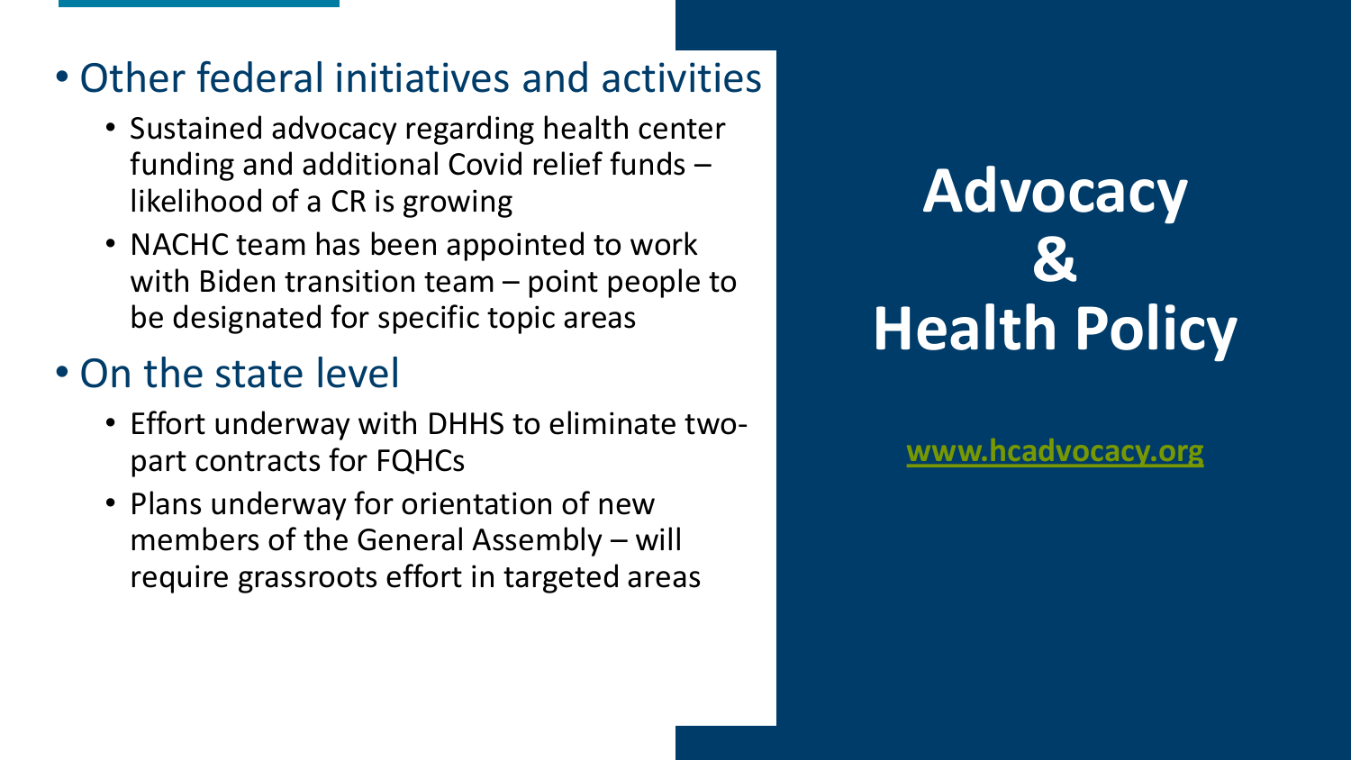# Advocacy & Health Policy

www.hcadvocacy.org

- Other federal initiatives and activities
  - Sustained advocacy regarding health center funding and additional Covid relief funds – likelihood of a CR is growing
  - NACHC team has been appointed to work with Biden transition team – point people to be designated for specific topic areas
- On the state level
  - Effort underway with DHHS to eliminate two-part contracts for FQHCs
  - Plans underway for orientation of new members of the General Assembly – will require grassroots effort in targeted areas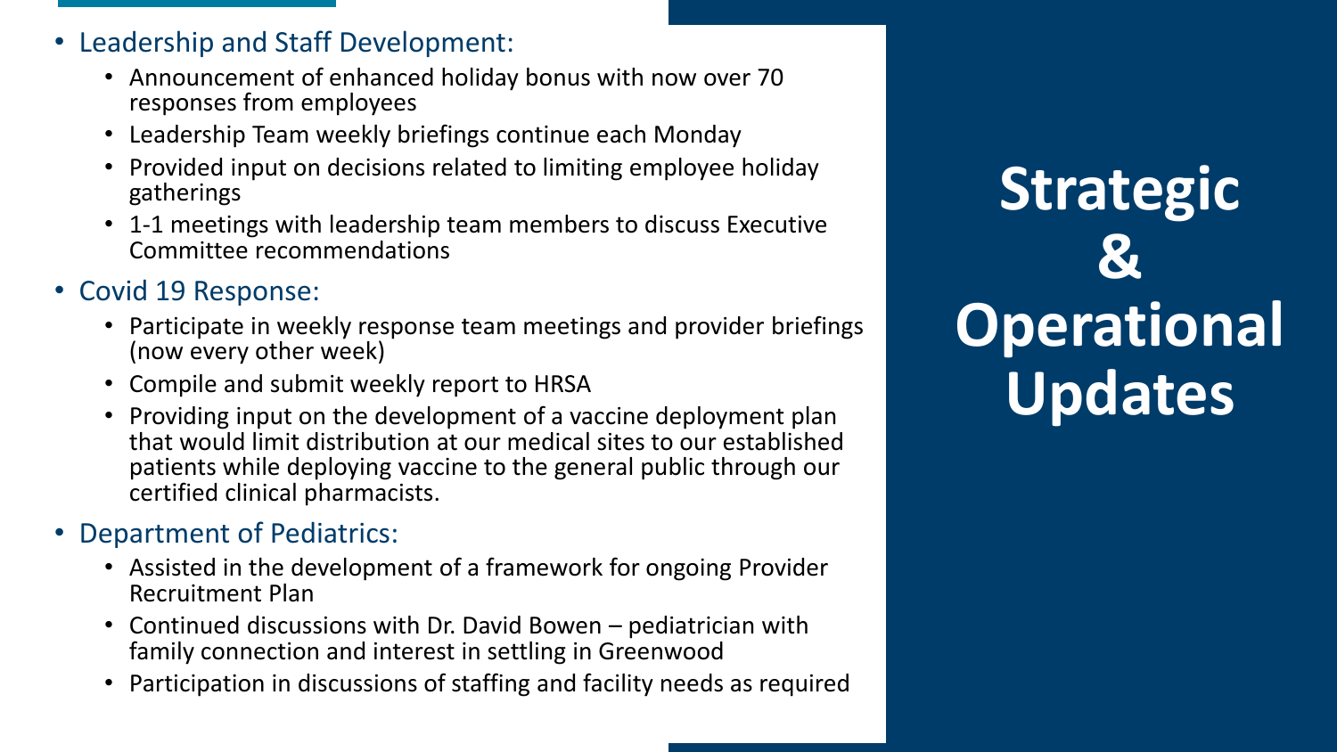# Strategic & Operational Updates

- Leadership and Staff Development:
  - Announcement of enhanced holiday bonus with now over 70 responses from employees
  - Leadership Team weekly briefings continue each Monday
  - Provided input on decisions related to limiting employee holiday gatherings
  - 1-1 meetings with leadership team members to discuss Executive Committee recommendations
- Covid 19 Response:
  - Participate in weekly response team meetings and provider briefings (now every other week)
  - Compile and submit weekly report to HRSA
  - Providing input on the development of a vaccine deployment plan that would limit distribution at our medical sites to our established patients while deploying vaccine to the general public through our certified clinical pharmacists.
- Department of Pediatrics:
  - Assisted in the development of a framework for ongoing Provider Recruitment Plan
  - Continued discussions with Dr. David Bowen – pediatrician with family connection and interest in settling in Greenwood
  - Participation in discussions of staffing and facility needs as required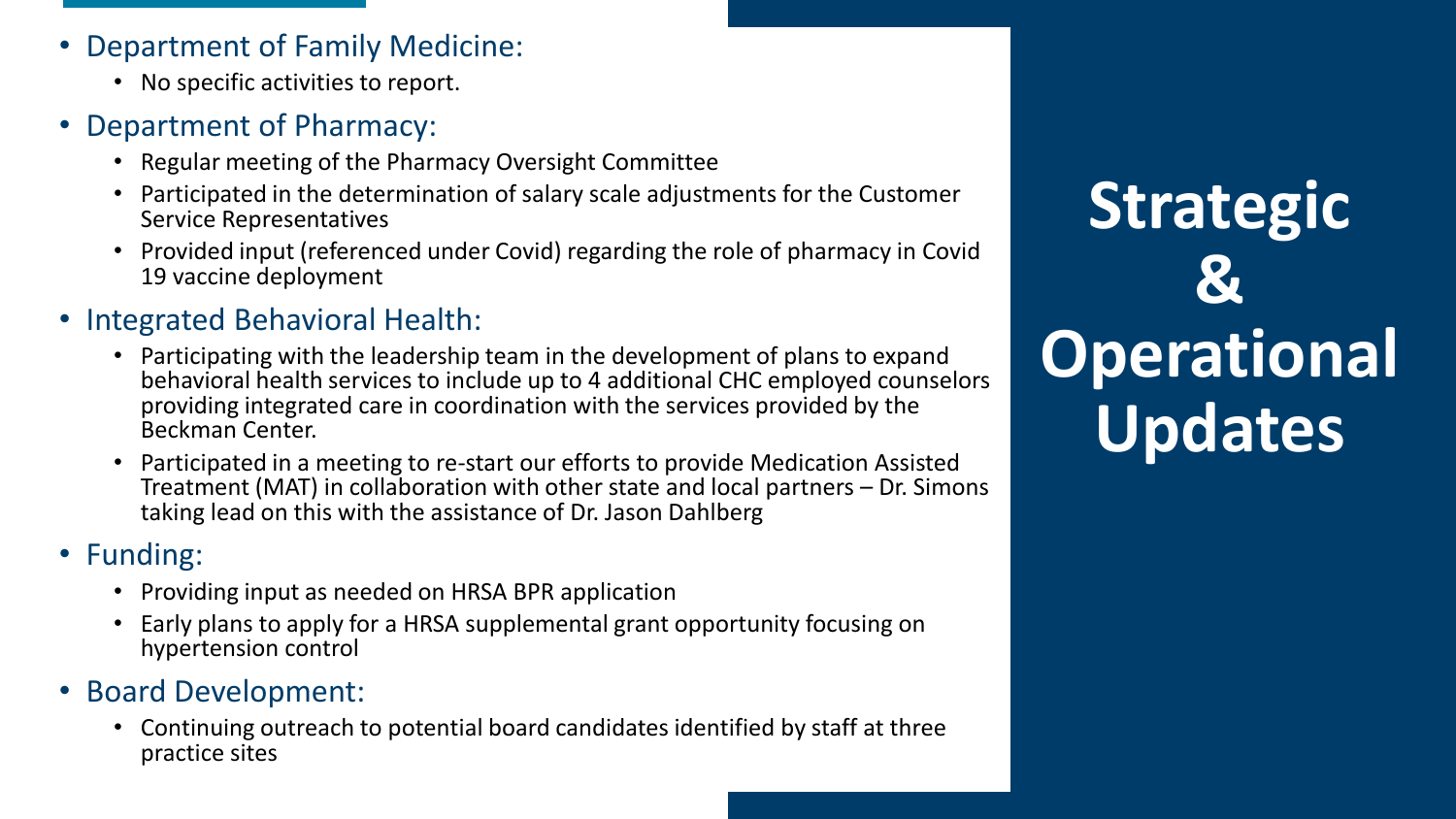# Strategic & Operational Updates

- Department of Family Medicine:
  - No specific activities to report.
- Department of Pharmacy:
  - Regular meeting of the Pharmacy Oversight Committee
  - Participated in the determination of salary scale adjustments for the Customer Service Representatives
  - Provided input (referenced under Covid) regarding the role of pharmacy in Covid 19 vaccine deployment
- Integrated Behavioral Health:
  - Participating with the leadership team in the development of plans to expand behavioral health services to include up to 4 additional CHC employed counselors providing integrated care in coordination with the services provided by the Beckman Center.
  - Participated in a meeting to re-start our efforts to provide Medication Assisted Treatment (MAT) in collaboration with other state and local partners – Dr. Simons taking lead on this with the assistance of Dr. Jason Dahlberg
- Funding:
  - Providing input as needed on HRSA BPR application
  - Early plans to apply for a HRSA supplemental grant opportunity focusing on hypertension control
- Board Development:
  - Continuing outreach to potential board candidates identified by staff at three practice sites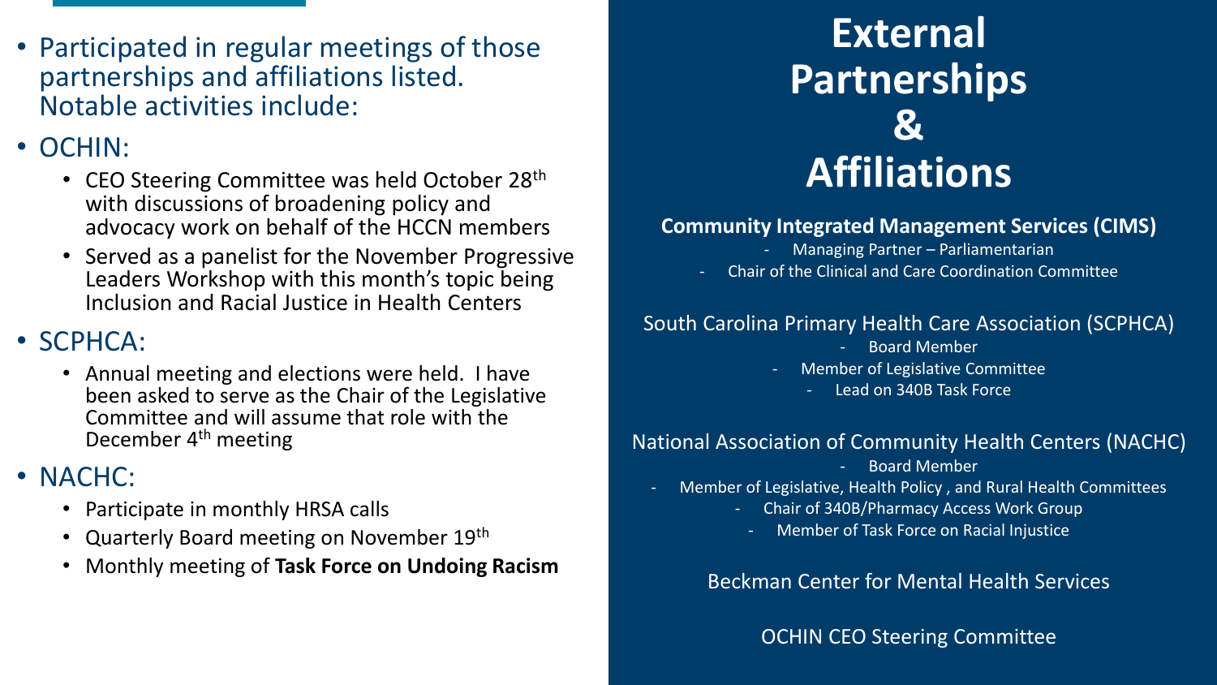# External Partnerships & Affiliations

**Community Integrated Management Services (CIMS)**

- Managing Partner – Parliamentarian
- Chair of the Clinical and Care Coordination Committee

South Carolina Primary Health Care Association (SCPHCA)

- Board Member
- Member of Legislative Committee
- Lead on 340B Task Force

National Association of Community Health Centers (NACHC)

- Board Member
- Member of Legislative, Health Policy , and Rural Health Committees
- Chair of 340B/Pharmacy Access Work Group
- Member of Task Force on Racial Injustice

Beckman Center for Mental Health Services

OCHIN CEO Steering Committee

---

- Participated in regular meetings of those partnerships and affiliations listed. Notable activities include:
- OCHIN:
  - CEO Steering Committee was held October 28th with discussions of broadening policy and advocacy work on behalf of the HCCN members
  - Served as a panelist for the November Progressive Leaders Workshop with this month's topic being Inclusion and Racial Justice in Health Centers
- SCPHCA:
  - Annual meeting and elections were held. I have been asked to serve as the Chair of the Legislative Committee and will assume that role with the December 4th meeting
- NACHC:
  - Participate in monthly HRSA calls
  - Quarterly Board meeting on November 19th
  - Monthly meeting of **Task Force on Undoing Racism**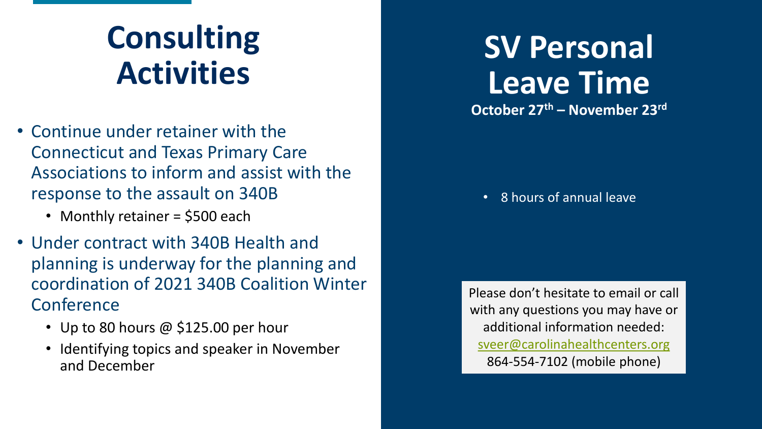# Consulting Activities

- Continue under retainer with the Connecticut and Texas Primary Care Associations to inform and assist with the response to the assault on 340B
  - Monthly retainer = $500 each
- Under contract with 340B Health and planning is underway for the planning and coordination of 2021 340B Coalition Winter Conference
  - Up to 80 hours @ $125.00 per hour
  - Identifying topics and speaker in November and December

# SV Personal Leave Time

**October 27th – November 23rd**

- 8 hours of annual leave

Please don't hesitate to email or call with any questions you may have or additional information needed:
sveer@carolinahealthcenters.org
864-554-7102 (mobile phone)